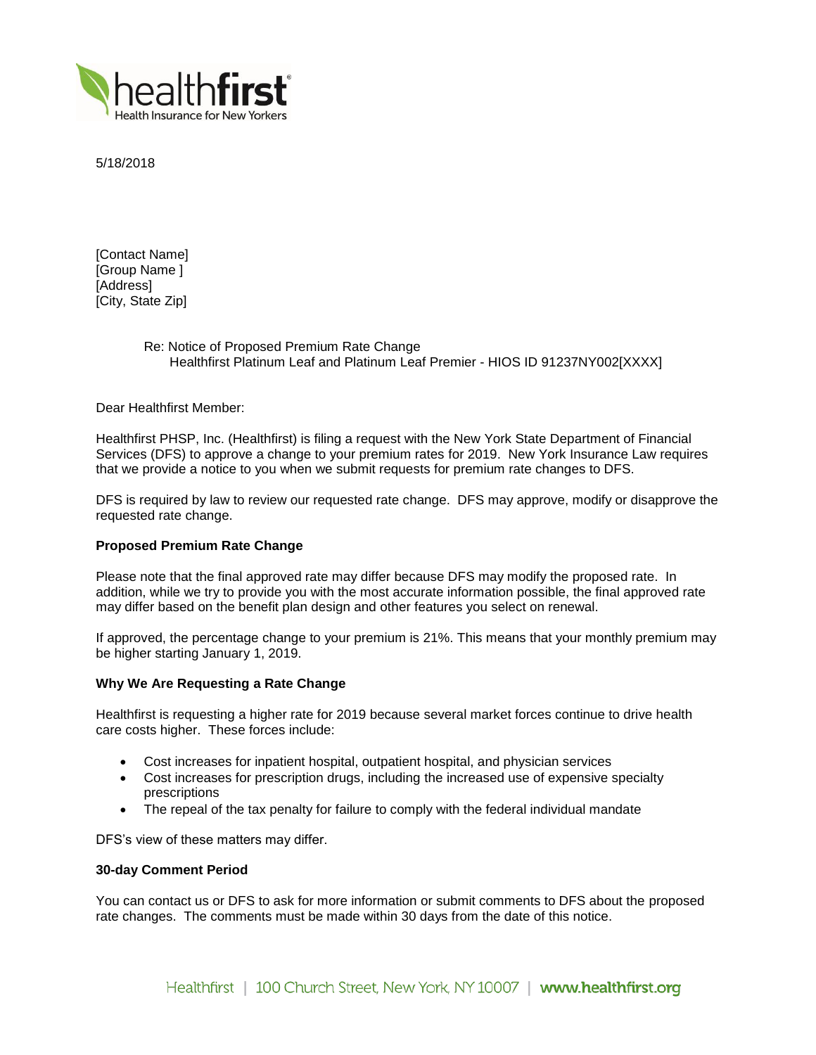5/18/2018

[Contact Name]
[Group Name ]
[Address]
[City, State Zip]

Re: Notice of Proposed Premium Rate Change
Healthfirst Platinum Leaf and Platinum Leaf Premier - HIOS ID 91237NY002[XXXX]

Dear Healthfirst Member:

Healthfirst PHSP, Inc. (Healthfirst) is filing a request with the New York State Department of Financial Services (DFS) to approve a change to your premium rates for 2019. New York Insurance Law requires that we provide a notice to you when we submit requests for premium rate changes to DFS.

DFS is required by law to review our requested rate change. DFS may approve, modify or disapprove the requested rate change.

**Proposed Premium Rate Change**

Please note that the final approved rate may differ because DFS may modify the proposed rate. In addition, while we try to provide you with the most accurate information possible, the final approved rate may differ based on the benefit plan design and other features you select on renewal.

If approved, the percentage change to your premium is 21%. This means that your monthly premium may be higher starting January 1, 2019.

**Why We Are Requesting a Rate Change**

Healthfirst is requesting a higher rate for 2019 because several market forces continue to drive health care costs higher. These forces include:

- Cost increases for inpatient hospital, outpatient hospital, and physician services
- Cost increases for prescription drugs, including the increased use of expensive specialty prescriptions
- The repeal of the tax penalty for failure to comply with the federal individual mandate

DFS's view of these matters may differ.

**30-day Comment Period**

You can contact us or DFS to ask for more information or submit comments to DFS about the proposed rate changes. The comments must be made within 30 days from the date of this notice.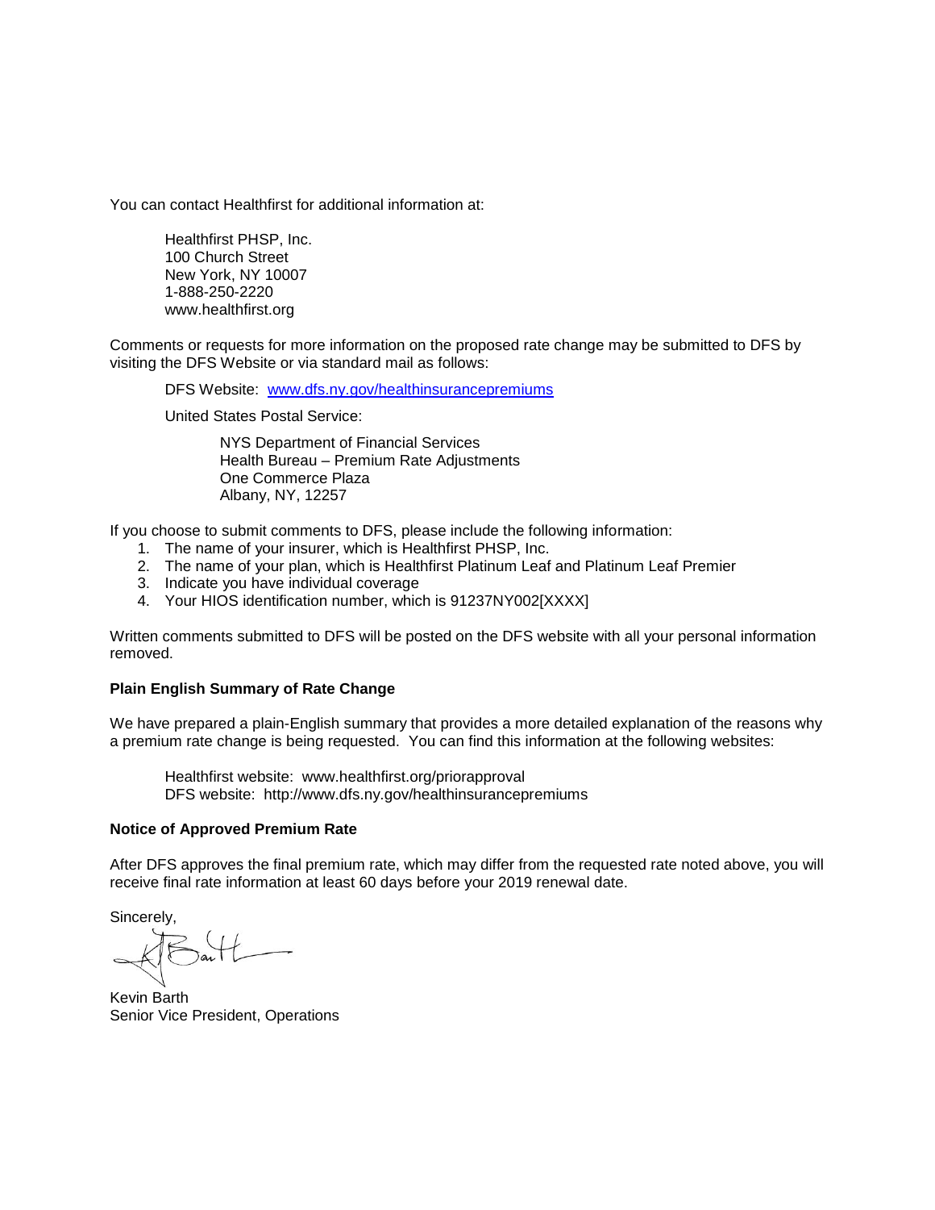You can contact Healthfirst for additional information at:

Healthfirst PHSP, Inc.
100 Church Street
New York, NY 10007
1-888-250-2220
www.healthfirst.org

Comments or requests for more information on the proposed rate change may be submitted to DFS by visiting the DFS Website or via standard mail as follows:

DFS Website: [www.dfs.ny.gov/healthinsurancepremiums](http://www.dfs.ny.gov/healthinsurancepremiums)

United States Postal Service:

NYS Department of Financial Services
Health Bureau – Premium Rate Adjustments
One Commerce Plaza
Albany, NY, 12257

If you choose to submit comments to DFS, please include the following information:

1. The name of your insurer, which is Healthfirst PHSP, Inc.
2. The name of your plan, which is Healthfirst Platinum Leaf and Platinum Leaf Premier
3. Indicate you have individual coverage
4. Your HIOS identification number, which is 91237NY002[XXXX]

Written comments submitted to DFS will be posted on the DFS website with all your personal information removed.

**Plain English Summary of Rate Change**

We have prepared a plain-English summary that provides a more detailed explanation of the reasons why a premium rate change is being requested. You can find this information at the following websites:

Healthfirst website: www.healthfirst.org/priorapproval
DFS website: http://www.dfs.ny.gov/healthinsurancepremiums

**Notice of Approved Premium Rate**

After DFS approves the final premium rate, which may differ from the requested rate noted above, you will receive final rate information at least 60 days before your 2019 renewal date.

Sincerely,

Kevin Barth
Senior Vice President, Operations